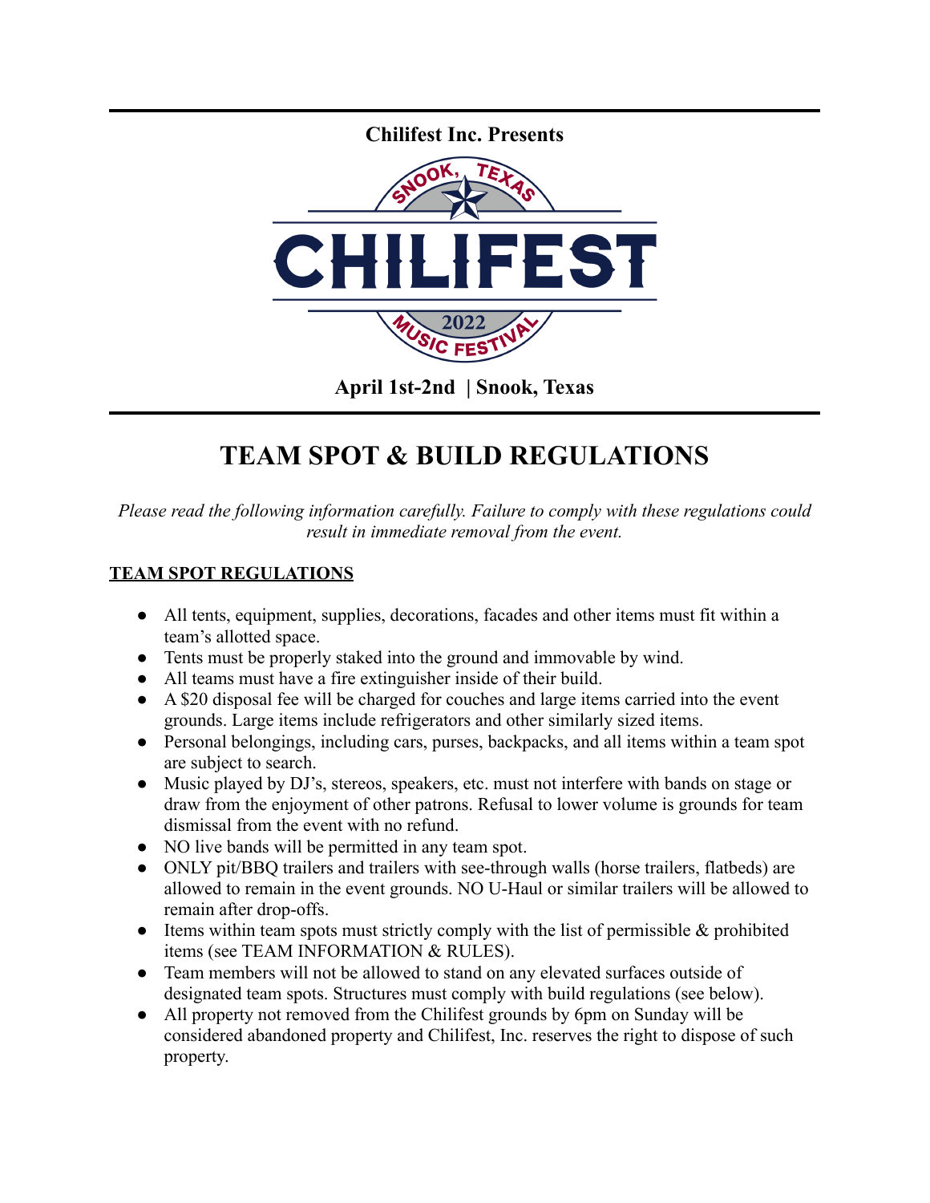**Chilifest Inc. Presents**

SNOOK, TEXAS

# CHILIFEST

2022

MUSIC FESTIVAL

**April 1st-2nd | Snook, Texas**

# TEAM SPOT & BUILD REGULATIONS

*Please read the following information carefully. Failure to comply with these regulations could result in immediate removal from the event.*

## TEAM SPOT REGULATIONS

- All tents, equipment, supplies, decorations, facades and other items must fit within a team's allotted space.
- Tents must be properly staked into the ground and immovable by wind.
- All teams must have a fire extinguisher inside of their build.
- A $20 disposal fee will be charged for couches and large items carried into the event grounds. Large items include refrigerators and other similarly sized items.
- Personal belongings, including cars, purses, backpacks, and all items within a team spot are subject to search.
- Music played by DJ's, stereos, speakers, etc. must not interfere with bands on stage or draw from the enjoyment of other patrons. Refusal to lower volume is grounds for team dismissal from the event with no refund.
- NO live bands will be permitted in any team spot.
- ONLY pit/BBQ trailers and trailers with see-through walls (horse trailers, flatbeds) are allowed to remain in the event grounds. NO U-Haul or similar trailers will be allowed to remain after drop-offs.
- Items within team spots must strictly comply with the list of permissible & prohibited items (see TEAM INFORMATION & RULES).
- Team members will not be allowed to stand on any elevated surfaces outside of designated team spots. Structures must comply with build regulations (see below).
- All property not removed from the Chilifest grounds by 6pm on Sunday will be considered abandoned property and Chilifest, Inc. reserves the right to dispose of such property.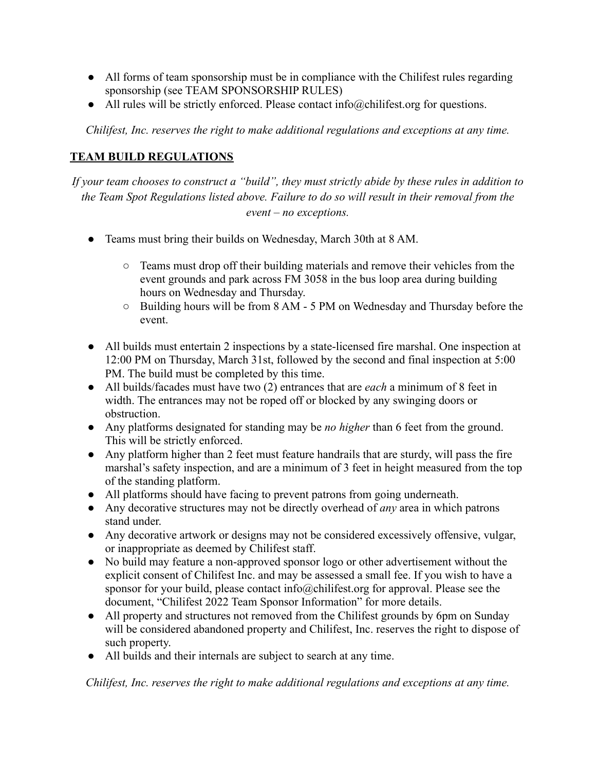- All forms of team sponsorship must be in compliance with the Chilifest rules regarding sponsorship (see TEAM SPONSORSHIP RULES)
- All rules will be strictly enforced. Please contact info@chilifest.org for questions.

*Chilifest, Inc. reserves the right to make additional regulations and exceptions at any time.*

## **TEAM BUILD REGULATIONS**

*If your team chooses to construct a "build", they must strictly abide by these rules in addition to the Team Spot Regulations listed above. Failure to do so will result in their removal from the event – no exceptions.*

- Teams must bring their builds on Wednesday, March 30th at 8 AM.
  - Teams must drop off their building materials and remove their vehicles from the event grounds and park across FM 3058 in the bus loop area during building hours on Wednesday and Thursday.
  - Building hours will be from 8 AM - 5 PM on Wednesday and Thursday before the event.
- All builds must entertain 2 inspections by a state-licensed fire marshal. One inspection at 12:00 PM on Thursday, March 31st, followed by the second and final inspection at 5:00 PM. The build must be completed by this time.
- All builds/facades must have two (2) entrances that are *each* a minimum of 8 feet in width. The entrances may not be roped off or blocked by any swinging doors or obstruction.
- Any platforms designated for standing may be *no higher* than 6 feet from the ground. This will be strictly enforced.
- Any platform higher than 2 feet must feature handrails that are sturdy, will pass the fire marshal's safety inspection, and are a minimum of 3 feet in height measured from the top of the standing platform.
- All platforms should have facing to prevent patrons from going underneath.
- Any decorative structures may not be directly overhead of *any* area in which patrons stand under.
- Any decorative artwork or designs may not be considered excessively offensive, vulgar, or inappropriate as deemed by Chilifest staff.
- No build may feature a non-approved sponsor logo or other advertisement without the explicit consent of Chilifest Inc. and may be assessed a small fee. If you wish to have a sponsor for your build, please contact info@chilifest.org for approval. Please see the document, "Chilifest 2022 Team Sponsor Information" for more details.
- All property and structures not removed from the Chilifest grounds by 6pm on Sunday will be considered abandoned property and Chilifest, Inc. reserves the right to dispose of such property.
- All builds and their internals are subject to search at any time.

*Chilifest, Inc. reserves the right to make additional regulations and exceptions at any time.*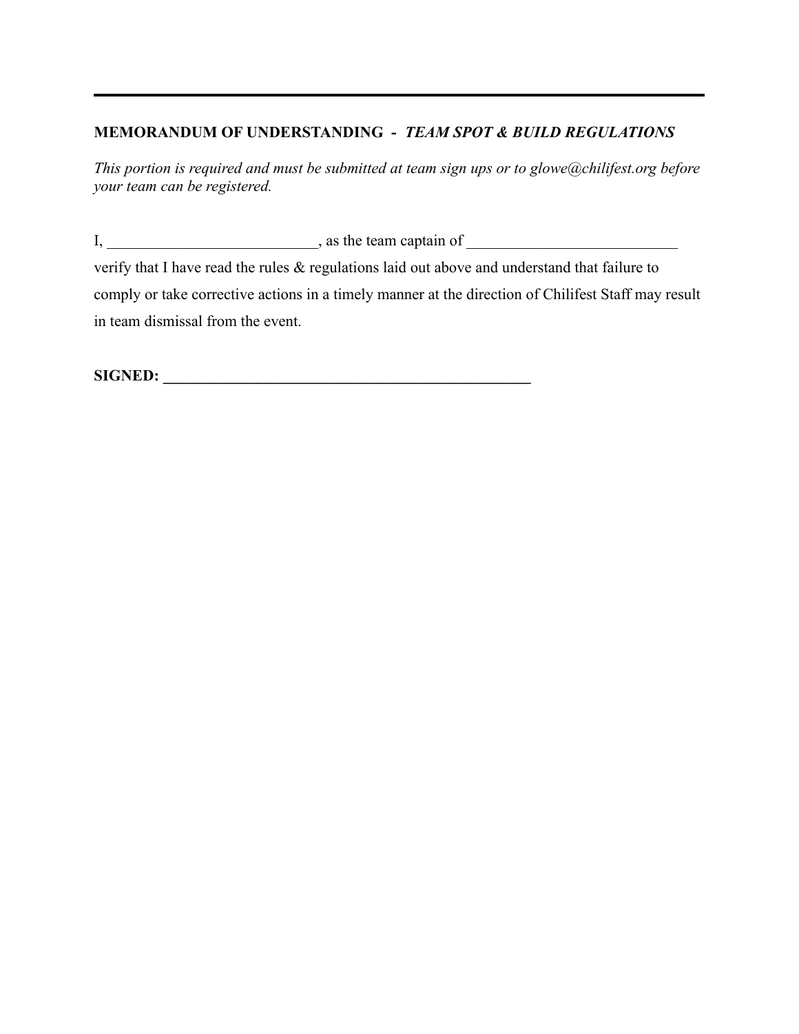---

**MEMORANDUM OF UNDERSTANDING - *TEAM SPOT & BUILD REGULATIONS***

*This portion is required and must be submitted at team sign ups or to glowe@chilifest.org before your team can be registered.*

I, ___________________________, as the team captain of ___________________________ verify that I have read the rules & regulations laid out above and understand that failure to comply or take corrective actions in a timely manner at the direction of Chilifest Staff may result in team dismissal from the event.

**SIGNED: _________________________________________________**